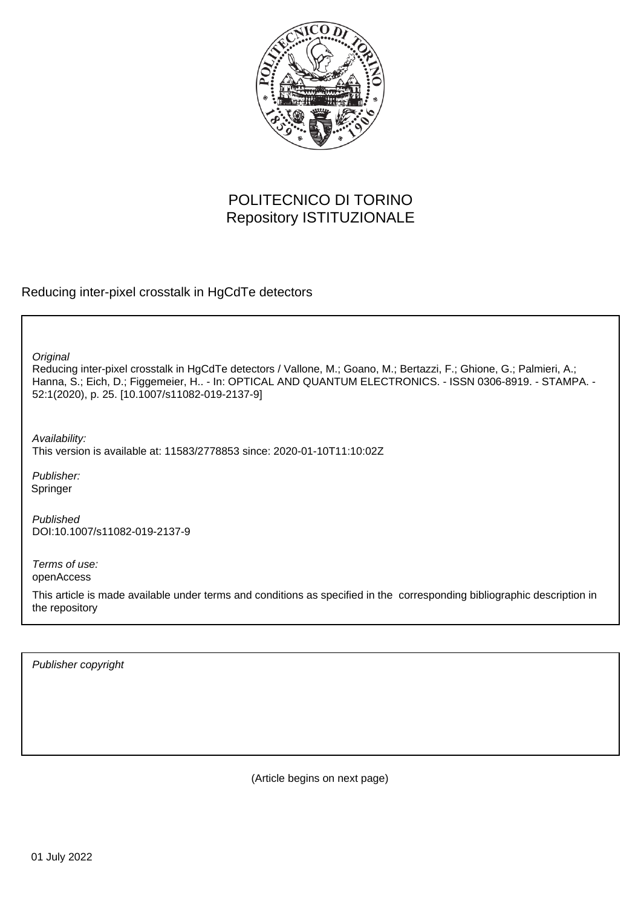POLITECNICO DI TORINO
Repository ISTITUZIONALE

Reducing inter-pixel crosstalk in HgCdTe detectors

*Original*
Reducing inter-pixel crosstalk in HgCdTe detectors / Vallone, M.; Goano, M.; Bertazzi, F.; Ghione, G.; Palmieri, A.; Hanna, S.; Eich, D.; Figgemeier, H.. - In: OPTICAL AND QUANTUM ELECTRONICS. - ISSN 0306-8919. - STAMPA. - 52:1(2020), p. 25. [10.1007/s11082-019-2137-9]

*Availability:*
This version is available at: 11583/2778853 since: 2020-01-10T11:10:02Z

*Publisher:*
Springer

*Published*
DOI:10.1007/s11082-019-2137-9

*Terms of use:*
openAccess

This article is made available under terms and conditions as specified in the corresponding bibliographic description in the repository

*Publisher copyright*

(Article begins on next page)

01 July 2022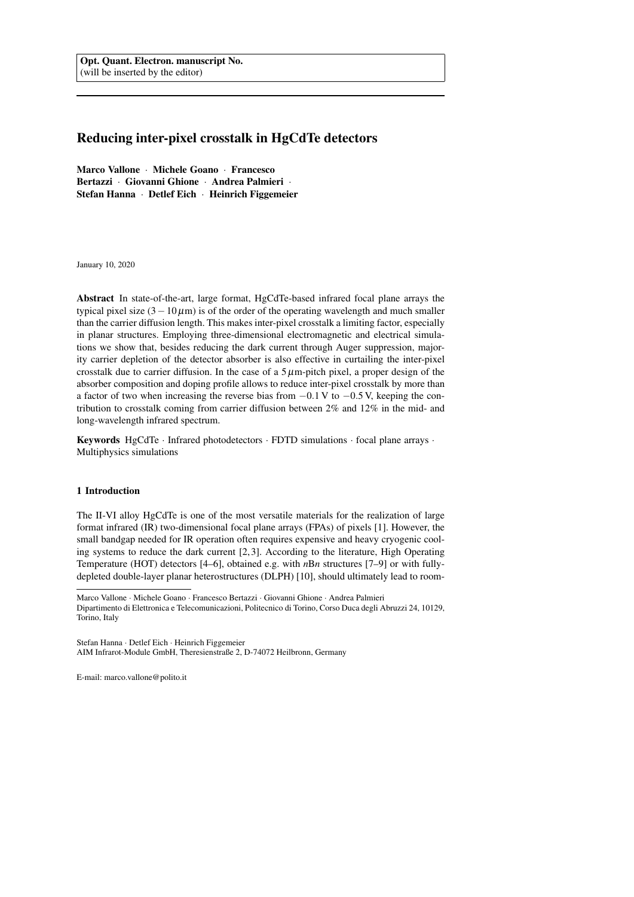Opt. Quant. Electron. manuscript No.
(will be inserted by the editor)

# Reducing inter-pixel crosstalk in HgCdTe detectors

**Marco Vallone · Michele Goano · Francesco Bertazzi · Giovanni Ghione · Andrea Palmieri · Stefan Hanna · Detlef Eich · Heinrich Figgemeier**

January 10, 2020

**Abstract** In state-of-the-art, large format, HgCdTe-based infrared focal plane arrays the typical pixel size ($3-10\,\mu$m) is of the order of the operating wavelength and much smaller than the carrier diffusion length. This makes inter-pixel crosstalk a limiting factor, especially in planar structures. Employing three-dimensional electromagnetic and electrical simulations we show that, besides reducing the dark current through Auger suppression, majority carrier depletion of the detector absorber is also effective in curtailing the inter-pixel crosstalk due to carrier diffusion. In the case of a $5\,\mu$m-pitch pixel, a proper design of the absorber composition and doping profile allows to reduce inter-pixel crosstalk by more than a factor of two when increasing the reverse bias from $-0.1$ V to $-0.5$ V, keeping the contribution to crosstalk coming from carrier diffusion between 2% and 12% in the mid- and long-wavelength infrared spectrum.

**Keywords** HgCdTe · Infrared photodetectors · FDTD simulations · focal plane arrays · Multiphysics simulations

## 1 Introduction

The II-VI alloy HgCdTe is one of the most versatile materials for the realization of large format infrared (IR) two-dimensional focal plane arrays (FPAs) of pixels [1]. However, the small bandgap needed for IR operation often requires expensive and heavy cryogenic cooling systems to reduce the dark current [2,3]. According to the literature, High Operating Temperature (HOT) detectors [4–6], obtained e.g. with *n*B*n* structures [7–9] or with fully-depleted double-layer planar heterostructures (DLPH) [10], should ultimately lead to room-

Marco Vallone · Michele Goano · Francesco Bertazzi · Giovanni Ghione · Andrea Palmieri
Dipartimento di Elettronica e Telecomunicazioni, Politecnico di Torino, Corso Duca degli Abruzzi 24, 10129, Torino, Italy

Stefan Hanna · Detlef Eich · Heinrich Figgemeier
AIM Infrarot-Module GmbH, Theresienstraße 2, D-74072 Heilbronn, Germany

E-mail: marco.vallone@polito.it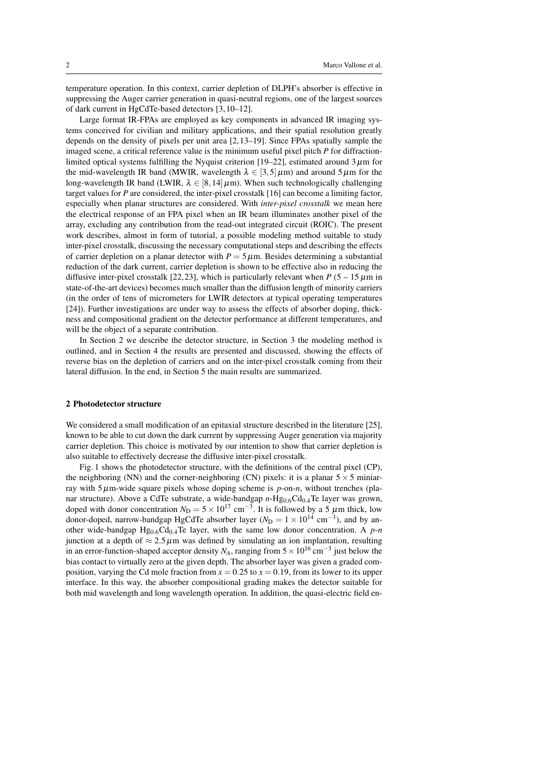temperature operation. In this context, carrier depletion of DLPH's absorber is effective in suppressing the Auger carrier generation in quasi-neutral regions, one of the largest sources of dark current in HgCdTe-based detectors [3,10–12].

Large format IR-FPAs are employed as key components in advanced IR imaging systems conceived for civilian and military applications, and their spatial resolution greatly depends on the density of pixels per unit area [2,13–19]. Since FPAs spatially sample the imaged scene, a critical reference value is the minimum useful pixel pitch $P$ for diffraction-limited optical systems fulfilling the Nyquist criterion [19–22], estimated around $3\,\mu$m for the mid-wavelength IR band (MWIR, wavelength $\lambda \in [3,5]\,\mu$m) and around $5\,\mu$m for the long-wavelength IR band (LWIR, $\lambda \in [8,14]\,\mu$m). When such technologically challenging target values for $P$ are considered, the inter-pixel crosstalk [16] can become a limiting factor, especially when planar structures are considered. With *inter-pixel crosstalk* we mean here the electrical response of an FPA pixel when an IR beam illuminates another pixel of the array, excluding any contribution from the read-out integrated circuit (ROIC). The present work describes, almost in form of tutorial, a possible modeling method suitable to study inter-pixel crosstalk, discussing the necessary computational steps and describing the effects of carrier depletion on a planar detector with $P = 5\,\mu$m. Besides determining a substantial reduction of the dark current, carrier depletion is shown to be effective also in reducing the diffusive inter-pixel crosstalk [22,23], which is particularly relevant when $P$ (5 – 15 $\mu$m in state-of-the-art devices) becomes much smaller than the diffusion length of minority carriers (in the order of tens of micrometers for LWIR detectors at typical operating temperatures [24]). Further investigations are under way to assess the effects of absorber doping, thickness and compositional gradient on the detector performance at different temperatures, and will be the object of a separate contribution.

In Section 2 we describe the detector structure, in Section 3 the modeling method is outlined, and in Section 4 the results are presented and discussed, showing the effects of reverse bias on the depletion of carriers and on the inter-pixel crosstalk coming from their lateral diffusion. In the end, in Section 5 the main results are summarized.

## 2 Photodetector structure

We considered a small modification of an epitaxial structure described in the literature [25], known to be able to cut down the dark current by suppressing Auger generation via majority carrier depletion. This choice is motivated by our intention to show that carrier depletion is also suitable to effectively decrease the diffusive inter-pixel crosstalk.

Fig. 1 shows the photodetector structure, with the definitions of the central pixel (CP), the neighboring (NN) and the corner-neighboring (CN) pixels: it is a planar $5 \times 5$ miniarray with $5\,\mu$m-wide square pixels whose doping scheme is *p*-on-*n*, without trenches (planar structure). Above a CdTe substrate, a wide-bandgap *n*-$Hg_{0.6}Cd_{0.4}Te$ layer was grown, doped with donor concentration $N_D = 5 \times 10^{17}$ cm$^{-3}$. It is followed by a 5 $\mu$m thick, low donor-doped, narrow-bandgap HgCdTe absorber layer ($N_D = 1 \times 10^{14}$ cm$^{-3}$), and by another wide-bandgap $Hg_{0.6}Cd_{0.4}Te$ layer, with the same low donor concentration. A *p*-*n* junction at a depth of $\approx 2.5\,\mu$m was defined by simulating an ion implantation, resulting in an error-function-shaped acceptor density $N_A$, ranging from $5 \times 10^{16}$ cm$^{-3}$ just below the bias contact to virtually zero at the given depth. The absorber layer was given a graded composition, varying the Cd mole fraction from $x = 0.25$ to $x = 0.19$, from its lower to its upper interface. In this way, the absorber compositional grading makes the detector suitable for both mid wavelength and long wavelength operation. In addition, the quasi-electric field en-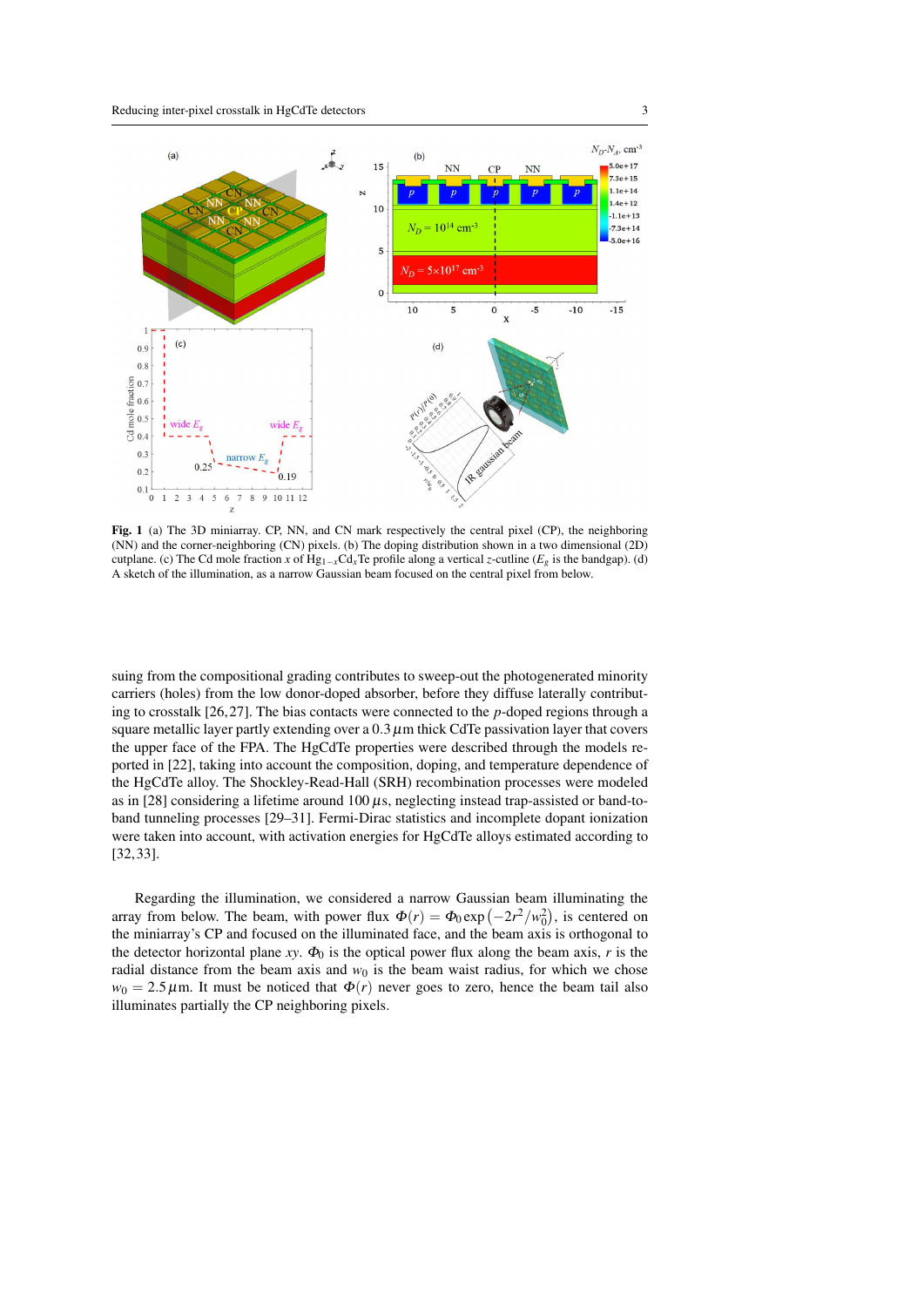**Fig. 1** (a) The 3D miniarray. CP, NN, and CN mark respectively the central pixel (CP), the neighboring (NN) and the corner-neighboring (CN) pixels. (b) The doping distribution shown in a two dimensional (2D) cutplane. (c) The Cd mole fraction $x$ of $Hg_{1-x}Cd_xTe$ profile along a vertical $z$-cutline ($E_g$ is the bandgap). (d) A sketch of the illumination, as a narrow Gaussian beam focused on the central pixel from below.

suing from the compositional grading contributes to sweep-out the photogenerated minority carriers (holes) from the low donor-doped absorber, before they diffuse laterally contributing to crosstalk [26,27]. The bias contacts were connected to the $p$-doped regions through a square metallic layer partly extending over a $0.3\,\mu$m thick CdTe passivation layer that covers the upper face of the FPA. The HgCdTe properties were described through the models reported in [22], taking into account the composition, doping, and temperature dependence of the HgCdTe alloy. The Shockley-Read-Hall (SRH) recombination processes were modeled as in [28] considering a lifetime around $100\,\mu$s, neglecting instead trap-assisted or band-to-band tunneling processes [29–31]. Fermi-Dirac statistics and incomplete dopant ionization were taken into account, with activation energies for HgCdTe alloys estimated according to [32,33].

Regarding the illumination, we considered a narrow Gaussian beam illuminating the array from below. The beam, with power flux $\Phi(r) = \Phi_0 \exp\left(-2r^2/w_0^2\right)$, is centered on the miniarray's CP and focused on the illuminated face, and the beam axis is orthogonal to the detector horizontal plane $xy$. $\Phi_0$ is the optical power flux along the beam axis, $r$ is the radial distance from the beam axis and $w_0$ is the beam waist radius, for which we chose $w_0 = 2.5\,\mu$m. It must be noticed that $\Phi(r)$ never goes to zero, hence the beam tail also illuminates partially the CP neighboring pixels.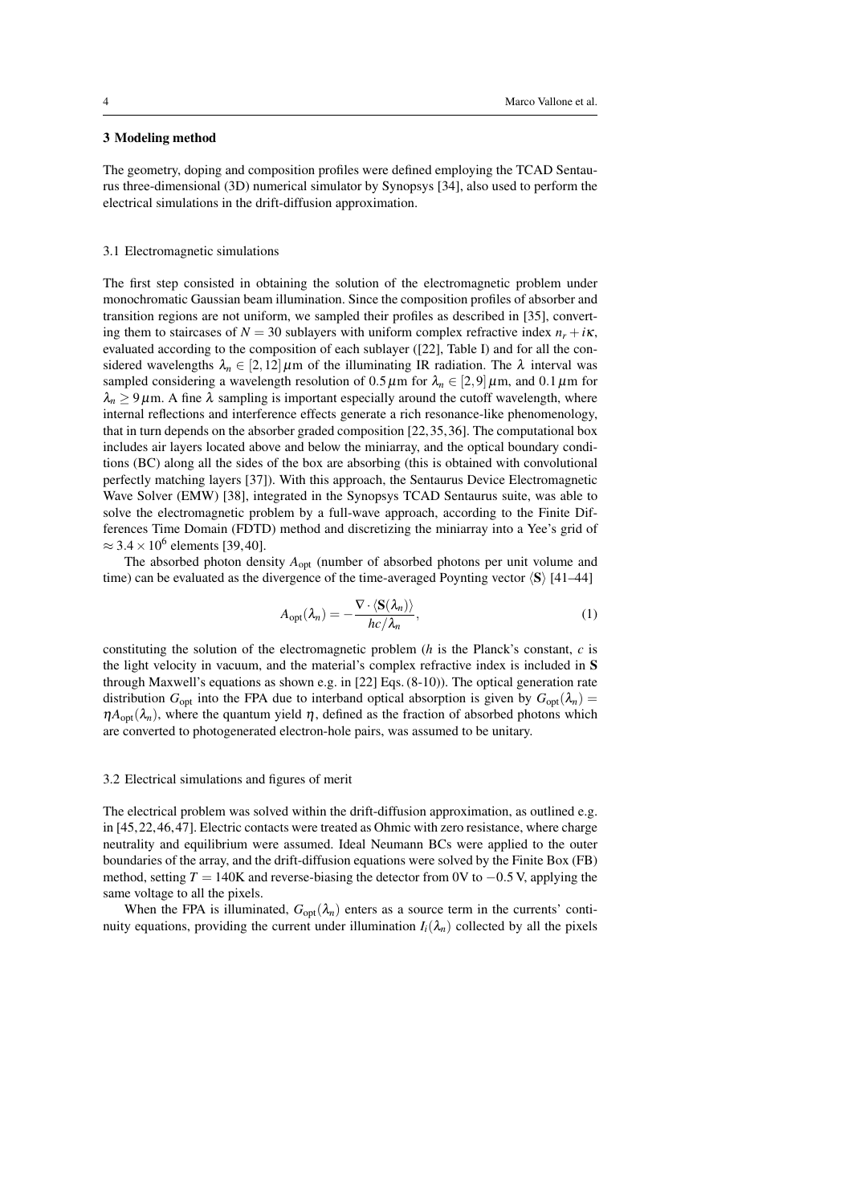## 3 Modeling method

The geometry, doping and composition profiles were defined employing the TCAD Sentaurus three-dimensional (3D) numerical simulator by Synopsys [34], also used to perform the electrical simulations in the drift-diffusion approximation.

### 3.1 Electromagnetic simulations

The first step consisted in obtaining the solution of the electromagnetic problem under monochromatic Gaussian beam illumination. Since the composition profiles of absorber and transition regions are not uniform, we sampled their profiles as described in [35], converting them to staircases of $N = 30$ sublayers with uniform complex refractive index $n_r + i\kappa$, evaluated according to the composition of each sublayer ([22], Table I) and for all the considered wavelengths $\lambda_n \in [2, 12]\,\mu$m of the illuminating IR radiation. The $\lambda$ interval was sampled considering a wavelength resolution of $0.5\,\mu$m for $\lambda_n \in [2, 9]\,\mu$m, and $0.1\,\mu$m for $\lambda_n \geq 9\,\mu$m. A fine $\lambda$ sampling is important especially around the cutoff wavelength, where internal reflections and interference effects generate a rich resonance-like phenomenology, that in turn depends on the absorber graded composition [22, 35, 36]. The computational box includes air layers located above and below the miniarray, and the optical boundary conditions (BC) along all the sides of the box are absorbing (this is obtained with convolutional perfectly matching layers [37]). With this approach, the Sentaurus Device Electromagnetic Wave Solver (EMW) [38], integrated in the Synopsys TCAD Sentaurus suite, was able to solve the electromagnetic problem by a full-wave approach, according to the Finite Differences Time Domain (FDTD) method and discretizing the miniarray into a Yee's grid of $\approx 3.4 \times 10^6$ elements [39, 40].

The absorbed photon density $A_{\text{opt}}$ (number of absorbed photons per unit volume and time) can be evaluated as the divergence of the time-averaged Poynting vector $\langle \mathbf{S} \rangle$ [41–44]

$$A_{\text{opt}}(\lambda_n) = -\frac{\nabla \cdot \langle \mathbf{S}(\lambda_n) \rangle}{hc/\lambda_n}, \tag{1}$$

constituting the solution of the electromagnetic problem ($h$ is the Planck's constant, $c$ is the light velocity in vacuum, and the material's complex refractive index is included in $\mathbf{S}$ through Maxwell's equations as shown e.g. in [22] Eqs. (8-10)). The optical generation rate distribution $G_{\text{opt}}$ into the FPA due to interband optical absorption is given by $G_{\text{opt}}(\lambda_n) = \eta A_{\text{opt}}(\lambda_n)$, where the quantum yield $\eta$, defined as the fraction of absorbed photons which are converted to photogenerated electron-hole pairs, was assumed to be unitary.

### 3.2 Electrical simulations and figures of merit

The electrical problem was solved within the drift-diffusion approximation, as outlined e.g. in [45, 22, 46, 47]. Electric contacts were treated as Ohmic with zero resistance, where charge neutrality and equilibrium were assumed. Ideal Neumann BCs were applied to the outer boundaries of the array, and the drift-diffusion equations were solved by the Finite Box (FB) method, setting $T = 140$K and reverse-biasing the detector from 0V to $-0.5$ V, applying the same voltage to all the pixels.

When the FPA is illuminated, $G_{\text{opt}}(\lambda_n)$ enters as a source term in the currents' continuity equations, providing the current under illumination $I_i(\lambda_n)$ collected by all the pixels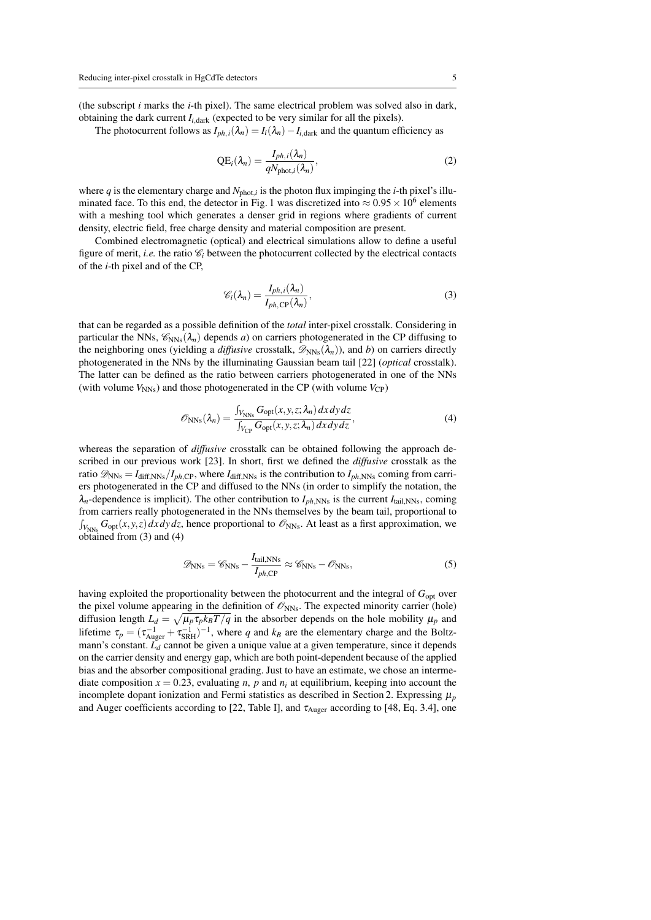(the subscript $i$ marks the $i$-th pixel). The same electrical problem was solved also in dark, obtaining the dark current $I_{i,\text{dark}}$ (expected to be very similar for all the pixels).

The photocurrent follows as $I_{ph,i}(\lambda_n) = I_i(\lambda_n) - I_{i,\text{dark}}$ and the quantum efficiency as

$$\text{QE}_i(\lambda_n) = \frac{I_{ph,i}(\lambda_n)}{q N_{\text{phot},i}(\lambda_n)}, \tag{2}$$

where $q$ is the elementary charge and $N_{\text{phot},i}$ is the photon flux impinging the $i$-th pixel's illuminated face. To this end, the detector in Fig. 1 was discretized into $\approx 0.95 \times 10^6$ elements with a meshing tool which generates a denser grid in regions where gradients of current density, electric field, free charge density and material composition are present.

Combined electromagnetic (optical) and electrical simulations allow to define a useful figure of merit, *i.e.* the ratio $\mathscr{C}_i$ between the photocurrent collected by the electrical contacts of the $i$-th pixel and of the CP,

$$\mathscr{C}_i(\lambda_n) = \frac{I_{ph,i}(\lambda_n)}{I_{ph,\text{CP}}(\lambda_n)}, \tag{3}$$

that can be regarded as a possible definition of the *total* inter-pixel crosstalk. Considering in particular the NNs, $\mathscr{C}_{\text{NNs}}(\lambda_n)$ depends *a*) on carriers photogenerated in the CP diffusing to the neighboring ones (yielding a *diffusive* crosstalk, $\mathscr{D}_{\text{NNs}}(\lambda_n)$), and *b*) on carriers directly photogenerated in the NNs by the illuminating Gaussian beam tail [22] (*optical* crosstalk). The latter can be defined as the ratio between carriers photogenerated in one of the NNs (with volume $V_{\text{NNs}}$) and those photogenerated in the CP (with volume $V_{\text{CP}}$)

$$\mathscr{O}_{\text{NNs}}(\lambda_n) = \frac{\int_{V_{\text{NNs}}} G_{\text{opt}}(x,y,z;\lambda_n)\, dx\, dy\, dz}{\int_{V_{\text{CP}}} G_{\text{opt}}(x,y,z;\lambda_n)\, dx\, dy\, dz}, \tag{4}$$

whereas the separation of *diffusive* crosstalk can be obtained following the approach described in our previous work [23]. In short, first we defined the *diffusive* crosstalk as the ratio $\mathscr{D}_{\text{NNs}} = I_{\text{diff,NNs}}/I_{ph,\text{CP}}$, where $I_{\text{diff,NNs}}$ is the contribution to $I_{ph,\text{NNs}}$ coming from carriers photogenerated in the CP and diffused to the NNs (in order to simplify the notation, the $\lambda_n$-dependence is implicit). The other contribution to $I_{ph,\text{NNs}}$ is the current $I_{\text{tail,NNs}}$, coming from carriers really photogenerated in the NNs themselves by the beam tail, proportional to $\int_{V_{\text{NNs}}} G_{\text{opt}}(x,y,z)\, dx\, dy\, dz$, hence proportional to $\mathscr{O}_{\text{NNs}}$. At least as a first approximation, we obtained from (3) and (4)

$$\mathscr{D}_{\text{NNs}} = \mathscr{C}_{\text{NNs}} - \frac{I_{\text{tail,NNs}}}{I_{ph,\text{CP}}} \approx \mathscr{C}_{\text{NNs}} - \mathscr{O}_{\text{NNs}}, \tag{5}$$

having exploited the proportionality between the photocurrent and the integral of $G_{\text{opt}}$ over the pixel volume appearing in the definition of $\mathscr{O}_{\text{NNs}}$. The expected minority carrier (hole) diffusion length $L_d = \sqrt{\mu_p \tau_p k_B T/q}$ in the absorber depends on the hole mobility $\mu_p$ and lifetime $\tau_p = (\tau_{\text{Auger}}^{-1} + \tau_{\text{SRH}}^{-1})^{-1}$, where $q$ and $k_B$ are the elementary charge and the Boltzmann's constant. $L_d$ cannot be given a unique value at a given temperature, since it depends on the carrier density and energy gap, which are both point-dependent because of the applied bias and the absorber compositional grading. Just to have an estimate, we chose an intermediate composition $x = 0.23$, evaluating $n$, $p$ and $n_i$ at equilibrium, keeping into account the incomplete dopant ionization and Fermi statistics as described in Section 2. Expressing $\mu_p$ and Auger coefficients according to [22, Table I], and $\tau_{\text{Auger}}$ according to [48, Eq. 3.4], one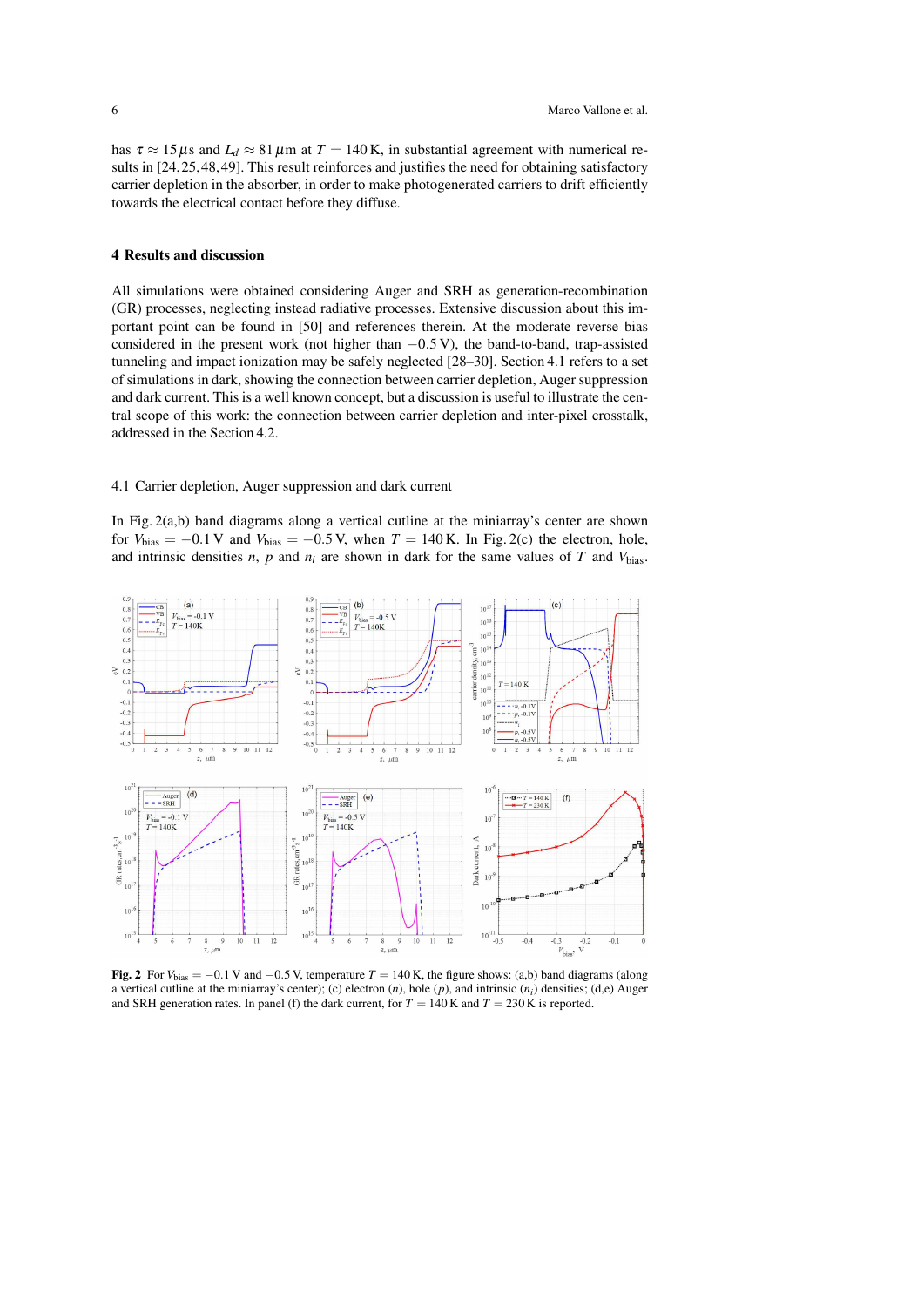has $\tau \approx 15\,\mu$s and $L_d \approx 81\,\mu$m at $T = 140$ K, in substantial agreement with numerical results in [24,25,48,49]. This result reinforces and justifies the need for obtaining satisfactory carrier depletion in the absorber, in order to make photogenerated carriers to drift efficiently towards the electrical contact before they diffuse.

## 4 Results and discussion

All simulations were obtained considering Auger and SRH as generation-recombination (GR) processes, neglecting instead radiative processes. Extensive discussion about this important point can be found in [50] and references therein. At the moderate reverse bias considered in the present work (not higher than $-0.5$ V), the band-to-band, trap-assisted tunneling and impact ionization may be safely neglected [28–30]. Section 4.1 refers to a set of simulations in dark, showing the connection between carrier depletion, Auger suppression and dark current. This is a well known concept, but a discussion is useful to illustrate the central scope of this work: the connection between carrier depletion and inter-pixel crosstalk, addressed in the Section 4.2.

### 4.1 Carrier depletion, Auger suppression and dark current

In Fig. 2(a,b) band diagrams along a vertical cutline at the miniarray's center are shown for $V_{\text{bias}} = -0.1$ V and $V_{\text{bias}} = -0.5$ V, when $T = 140$ K. In Fig. 2(c) the electron, hole, and intrinsic densities $n$, $p$ and $n_i$ are shown in dark for the same values of $T$ and $V_{\text{bias}}$.

**Fig. 2** For $V_{\text{bias}} = -0.1$ V and $-0.5$ V, temperature $T = 140$ K, the figure shows: (a,b) band diagrams (along a vertical cutline at the miniarray's center); (c) electron ($n$), hole ($p$), and intrinsic ($n_i$) densities; (d,e) Auger and SRH generation rates. In panel (f) the dark current, for $T = 140$ K and $T = 230$ K is reported.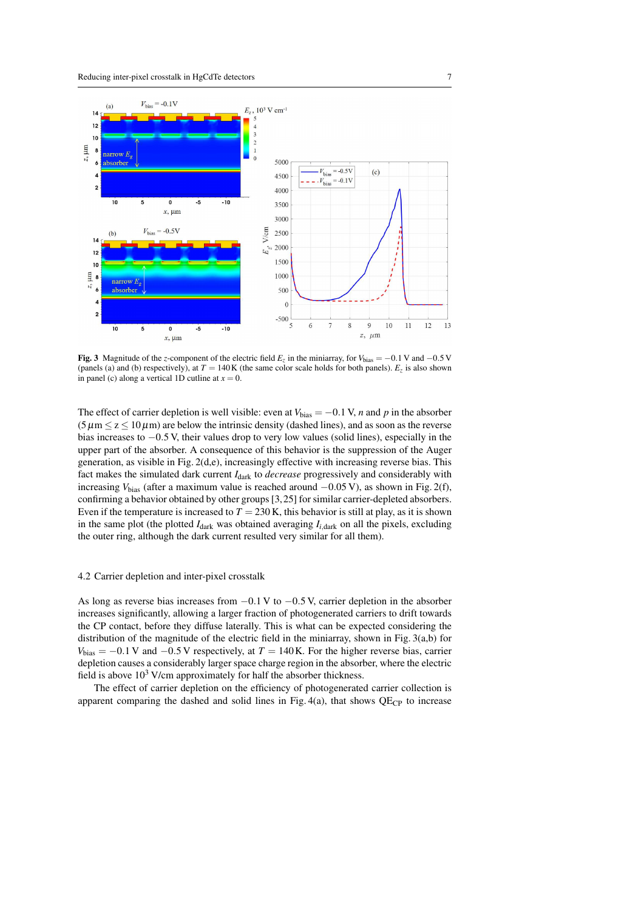Fig. 3 Magnitude of the $z$-component of the electric field $E_z$ in the miniarray, for $V_{\text{bias}} = -0.1$ V and $-0.5$ V (panels (a) and (b) respectively), at $T = 140$ K (the same color scale holds for both panels). $E_z$ is also shown in panel (c) along a vertical 1D cutline at $x = 0$.

The effect of carrier depletion is well visible: even at $V_{\text{bias}} = -0.1$ V, $n$ and $p$ in the absorber ($5\,\mu\text{m} \leq z \leq 10\,\mu\text{m}$) are below the intrinsic density (dashed lines), and as soon as the reverse bias increases to $-0.5$ V, their values drop to very low values (solid lines), especially in the upper part of the absorber. A consequence of this behavior is the suppression of the Auger generation, as visible in Fig. 2(d,e), increasingly effective with increasing reverse bias. This fact makes the simulated dark current $I_{\text{dark}}$ to *decrease* progressively and considerably with increasing $V_{\text{bias}}$ (after a maximum value is reached around $-0.05$ V), as shown in Fig. 2(f), confirming a behavior obtained by other groups [3, 25] for similar carrier-depleted absorbers. Even if the temperature is increased to $T = 230$ K, this behavior is still at play, as it is shown in the same plot (the plotted $I_{\text{dark}}$ was obtained averaging $I_{i,\text{dark}}$ on all the pixels, excluding the outer ring, although the dark current resulted very similar for all them).

### 4.2 Carrier depletion and inter-pixel crosstalk

As long as reverse bias increases from $-0.1$ V to $-0.5$ V, carrier depletion in the absorber increases significantly, allowing a larger fraction of photogenerated carriers to drift towards the CP contact, before they diffuse laterally. This is what can be expected considering the distribution of the magnitude of the electric field in the miniarray, shown in Fig. 3(a,b) for $V_{\text{bias}} = -0.1$ V and $-0.5$ V respectively, at $T = 140$ K. For the higher reverse bias, carrier depletion causes a considerably larger space charge region in the absorber, where the electric field is above $10^3$ V/cm approximately for half the absorber thickness.

The effect of carrier depletion on the efficiency of photogenerated carrier collection is apparent comparing the dashed and solid lines in Fig. 4(a), that shows $\text{QE}_{\text{CP}}$ to increase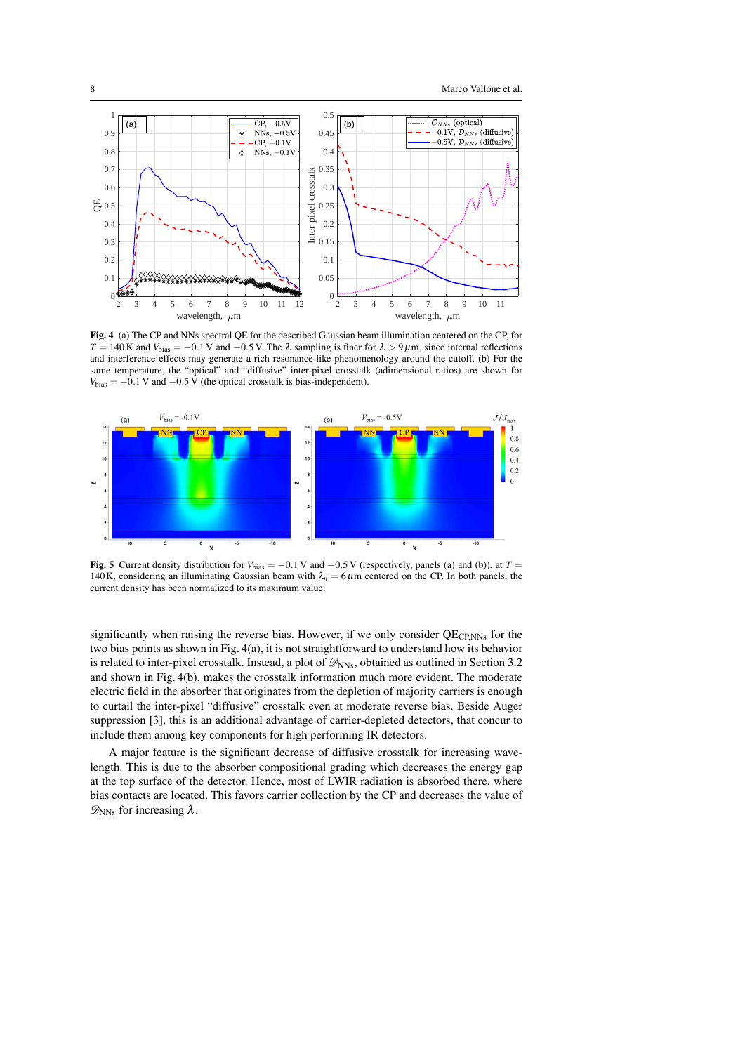**Fig. 4** (a) The CP and NNs spectral QE for the described Gaussian beam illumination centered on the CP, for $T = 140$ K and $V_{\text{bias}} = -0.1$ V and $-0.5$ V. The $\lambda$ sampling is finer for $\lambda > 9\,\mu$m, since internal reflections and interference effects may generate a rich resonance-like phenomenology around the cutoff. (b) For the same temperature, the "optical" and "diffusive" inter-pixel crosstalk (adimensional ratios) are shown for $V_{\text{bias}} = -0.1$ V and $-0.5$ V (the optical crosstalk is bias-independent).

**Fig. 5** Current density distribution for $V_{\text{bias}} = -0.1$ V and $-0.5$ V (respectively, panels (a) and (b)), at $T = 140$ K, considering an illuminating Gaussian beam with $\lambda_n = 6\,\mu$m centered on the CP. In both panels, the current density has been normalized to its maximum value.

significantly when raising the reverse bias. However, if we only consider $\text{QE}_{\text{CP,NNs}}$ for the two bias points as shown in Fig. 4(a), it is not straightforward to understand how its behavior is related to inter-pixel crosstalk. Instead, a plot of $\mathscr{D}_{\text{NNs}}$, obtained as outlined in Section 3.2 and shown in Fig. 4(b), makes the crosstalk information much more evident. The moderate electric field in the absorber that originates from the depletion of majority carriers is enough to curtail the inter-pixel "diffusive" crosstalk even at moderate reverse bias. Beside Auger suppression [3], this is an additional advantage of carrier-depleted detectors, that concur to include them among key components for high performing IR detectors.

A major feature is the significant decrease of diffusive crosstalk for increasing wavelength. This is due to the absorber compositional grading which decreases the energy gap at the top surface of the detector. Hence, most of LWIR radiation is absorbed there, where bias contacts are located. This favors carrier collection by the CP and decreases the value of $\mathscr{D}_{\text{NNs}}$ for increasing $\lambda$.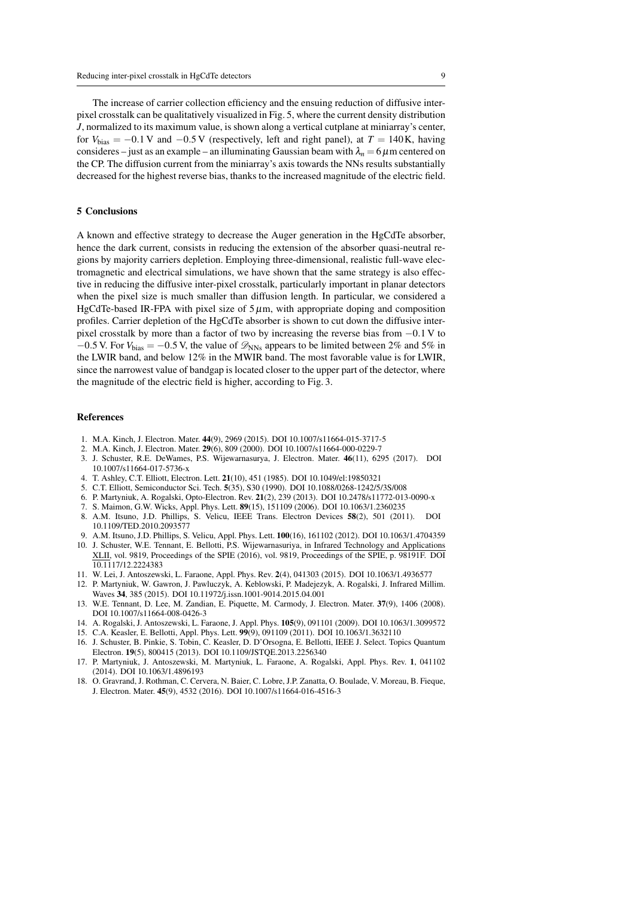The increase of carrier collection efficiency and the ensuing reduction of diffusive inter-pixel crosstalk can be qualitatively visualized in Fig. 5, where the current density distribution $J$, normalized to its maximum value, is shown along a vertical cutplane at miniarray's center, for $V_{\text{bias}} = -0.1\,\text{V}$ and $-0.5\,\text{V}$ (respectively, left and right panel), at $T = 140\,\text{K}$, having consideres – just as an example – an illuminating Gaussian beam with $\lambda_n = 6\,\mu\text{m}$ centered on the CP. The diffusion current from the miniarray's axis towards the NNs results substantially decreased for the highest reverse bias, thanks to the increased magnitude of the electric field.

## 5 Conclusions

A known and effective strategy to decrease the Auger generation in the HgCdTe absorber, hence the dark current, consists in reducing the extension of the absorber quasi-neutral regions by majority carriers depletion. Employing three-dimensional, realistic full-wave electromagnetic and electrical simulations, we have shown that the same strategy is also effective in reducing the diffusive inter-pixel crosstalk, particularly important in planar detectors when the pixel size is much smaller than diffusion length. In particular, we considered a HgCdTe-based IR-FPA with pixel size of $5\,\mu\text{m}$, with appropriate doping and composition profiles. Carrier depletion of the HgCdTe absorber is shown to cut down the diffusive inter-pixel crosstalk by more than a factor of two by increasing the reverse bias from $-0.1\,\text{V}$ to $-0.5\,\text{V}$. For $V_{\text{bias}} = -0.5\,\text{V}$, the value of $\mathscr{D}_{\text{NNs}}$ appears to be limited between 2% and 5% in the LWIR band, and below 12% in the MWIR band. The most favorable value is for LWIR, since the narrowest value of bandgap is located closer to the upper part of the detector, where the magnitude of the electric field is higher, according to Fig. 3.

## References

1. M.A. Kinch, J. Electron. Mater. **44**(9), 2969 (2015). DOI 10.1007/s11664-015-3717-5
2. M.A. Kinch, J. Electron. Mater. **29**(6), 809 (2000). DOI 10.1007/s11664-000-0229-7
3. J. Schuster, R.E. DeWames, P.S. Wijewarnasurya, J. Electron. Mater. **46**(11), 6295 (2017). DOI 10.1007/s11664-017-5736-x
4. T. Ashley, C.T. Elliott, Electron. Lett. **21**(10), 451 (1985). DOI 10.1049/el:19850321
5. C.T. Elliott, Semiconductor Sci. Tech. **5**(3S), S30 (1990). DOI 10.1088/0268-1242/5/3S/008
6. P. Martyniuk, A. Rogalski, Opto-Electron. Rev. **21**(2), 239 (2013). DOI 10.2478/s11772-013-0090-x
7. S. Maimon, G.W. Wicks, Appl. Phys. Lett. **89**(15), 151109 (2006). DOI 10.1063/1.2360235
8. A.M. Itsuno, J.D. Phillips, S. Velicu, IEEE Trans. Electron Devices **58**(2), 501 (2011). DOI 10.1109/TED.2010.2093577
9. A.M. Itsuno, J.D. Phillips, S. Velicu, Appl. Phys. Lett. **100**(16), 161102 (2012). DOI 10.1063/1.4704359
10. J. Schuster, W.E. Tennant, E. Bellotti, P.S. Wijewarnasuriya, in Infrared Technology and Applications XLII, vol. 9819, Proceedings of the SPIE (2016), vol. 9819, Proceedings of the SPIE, p. 98191F. DOI 10.1117/12.2224383
11. W. Lei, J. Antoszewski, L. Faraone, Appl. Phys. Rev. **2**(4), 041303 (2015). DOI 10.1063/1.4936577
12. P. Martyniuk, W. Gawron, J. Pawluczyk, A. Keblowski, P. Madejezyk, A. Rogalski, J. Infrared Millim. Waves **34**, 385 (2015). DOI 10.11972/j.issn.1001-9014.2015.04.001
13. W.E. Tennant, D. Lee, M. Zandian, E. Piquette, M. Carmody, J. Electron. Mater. **37**(9), 1406 (2008). DOI 10.1007/s11664-008-0426-3
14. A. Rogalski, J. Antoszewski, L. Faraone, J. Appl. Phys. **105**(9), 091101 (2009). DOI 10.1063/1.3099572
15. C.A. Keasler, E. Bellotti, Appl. Phys. Lett. **99**(9), 091109 (2011). DOI 10.1063/1.3632110
16. J. Schuster, B. Pinkie, S. Tobin, C. Keasler, D. D'Orsogna, E. Bellotti, IEEE J. Select. Topics Quantum Electron. **19**(5), 800415 (2013). DOI 10.1109/JSTQE.2013.2256340
17. P. Martyniuk, J. Antoszewski, M. Martyniuk, L. Faraone, A. Rogalski, Appl. Phys. Rev. **1**, 041102 (2014). DOI 10.1063/1.4896193
18. O. Gravrand, J. Rothman, C. Cervera, N. Baier, C. Lobre, J.P. Zanatta, O. Boulade, V. Moreau, B. Fieque, J. Electron. Mater. **45**(9), 4532 (2016). DOI 10.1007/s11664-016-4516-3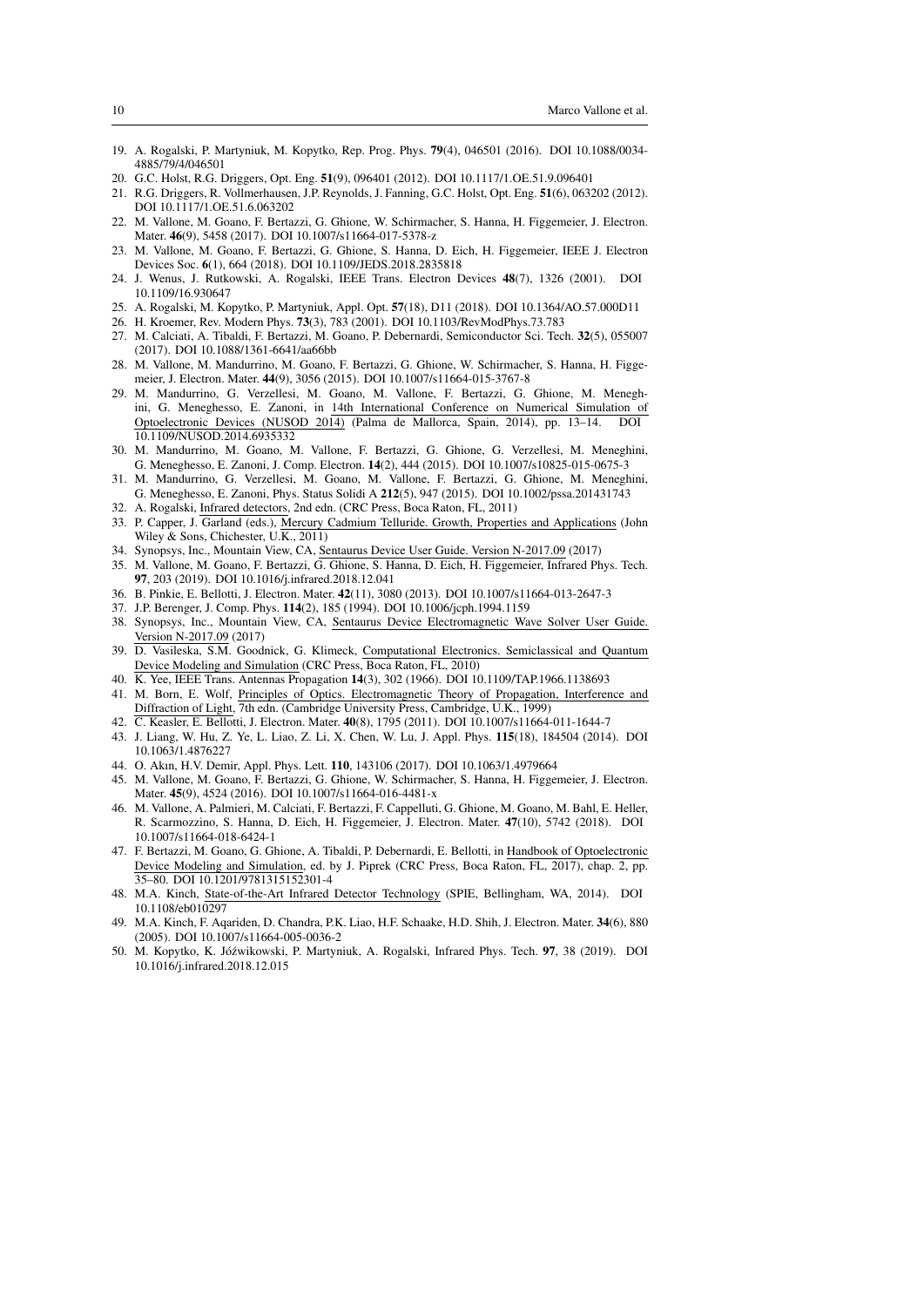19. A. Rogalski, P. Martyniuk, M. Kopytko, Rep. Prog. Phys. **79**(4), 046501 (2016). DOI 10.1088/0034-4885/79/4/046501
20. G.C. Holst, R.G. Driggers, Opt. Eng. **51**(9), 096401 (2012). DOI 10.1117/1.OE.51.9.096401
21. R.G. Driggers, R. Vollmerhausen, J.P. Reynolds, J. Fanning, G.C. Holst, Opt. Eng. **51**(6), 063202 (2012). DOI 10.1117/1.OE.51.6.063202
22. M. Vallone, M. Goano, F. Bertazzi, G. Ghione, W. Schirmacher, S. Hanna, H. Figgemeier, J. Electron. Mater. **46**(9), 5458 (2017). DOI 10.1007/s11664-017-5378-z
23. M. Vallone, M. Goano, F. Bertazzi, G. Ghione, S. Hanna, D. Eich, H. Figgemeier, IEEE J. Electron Devices Soc. **6**(1), 664 (2018). DOI 10.1109/JEDS.2018.2835818
24. J. Wenus, J. Rutkowski, A. Rogalski, IEEE Trans. Electron Devices **48**(7), 1326 (2001). DOI 10.1109/16.930647
25. A. Rogalski, M. Kopytko, P. Martyniuk, Appl. Opt. **57**(18), D11 (2018). DOI 10.1364/AO.57.000D11
26. H. Kroemer, Rev. Modern Phys. **73**(3), 783 (2001). DOI 10.1103/RevModPhys.73.783
27. M. Calciati, A. Tibaldi, F. Bertazzi, M. Goano, P. Debernardi, Semiconductor Sci. Tech. **32**(5), 055007 (2017). DOI 10.1088/1361-6641/aa66bb
28. M. Vallone, M. Mandurrino, M. Goano, F. Bertazzi, G. Ghione, W. Schirmacher, S. Hanna, H. Figgemeier, J. Electron. Mater. **44**(9), 3056 (2015). DOI 10.1007/s11664-015-3767-8
29. M. Mandurrino, G. Verzellesi, M. Goano, M. Vallone, F. Bertazzi, G. Ghione, M. Meneghini, G. Meneghesso, E. Zanoni, in 14th International Conference on Numerical Simulation of Optoelectronic Devices (NUSOD 2014) (Palma de Mallorca, Spain, 2014), pp. 13–14. DOI 10.1109/NUSOD.2014.6935332
30. M. Mandurrino, M. Goano, M. Vallone, F. Bertazzi, G. Ghione, G. Verzellesi, M. Meneghini, G. Meneghesso, E. Zanoni, J. Comp. Electron. **14**(2), 444 (2015). DOI 10.1007/s10825-015-0675-3
31. M. Mandurrino, G. Verzellesi, M. Goano, M. Vallone, F. Bertazzi, G. Ghione, M. Meneghini, G. Meneghesso, E. Zanoni, Phys. Status Solidi A **212**(5), 947 (2015). DOI 10.1002/pssa.201431743
32. A. Rogalski, Infrared detectors, 2nd edn. (CRC Press, Boca Raton, FL, 2011)
33. P. Capper, J. Garland (eds.), Mercury Cadmium Telluride. Growth, Properties and Applications (John Wiley & Sons, Chichester, U.K., 2011)
34. Synopsys, Inc., Mountain View, CA, Sentaurus Device User Guide. Version N-2017.09 (2017)
35. M. Vallone, M. Goano, F. Bertazzi, G. Ghione, S. Hanna, D. Eich, H. Figgemeier, Infrared Phys. Tech. **97**, 203 (2019). DOI 10.1016/j.infrared.2018.12.041
36. B. Pinkie, E. Bellotti, J. Electron. Mater. **42**(11), 3080 (2013). DOI 10.1007/s11664-013-2647-3
37. J.P. Berenger, J. Comp. Phys. **114**(2), 185 (1994). DOI 10.1006/jcph.1994.1159
38. Synopsys, Inc., Mountain View, CA, Sentaurus Device Electromagnetic Wave Solver User Guide. Version N-2017.09 (2017)
39. D. Vasileska, S.M. Goodnick, G. Klimeck, Computational Electronics. Semiclassical and Quantum Device Modeling and Simulation (CRC Press, Boca Raton, FL, 2010)
40. K. Yee, IEEE Trans. Antennas Propagation **14**(3), 302 (1966). DOI 10.1109/TAP.1966.1138693
41. M. Born, E. Wolf, Principles of Optics. Electromagnetic Theory of Propagation, Interference and Diffraction of Light, 7th edn. (Cambridge University Press, Cambridge, U.K., 1999)
42. C. Keasler, E. Bellotti, J. Electron. Mater. **40**(8), 1795 (2011). DOI 10.1007/s11664-011-1644-7
43. J. Liang, W. Hu, Z. Ye, L. Liao, Z. Li, X. Chen, W. Lu, J. Appl. Phys. **115**(18), 184504 (2014). DOI 10.1063/1.4876227
44. O. Akın, H.V. Demir, Appl. Phys. Lett. **110**, 143106 (2017). DOI 10.1063/1.4979664
45. M. Vallone, M. Goano, F. Bertazzi, G. Ghione, W. Schirmacher, S. Hanna, H. Figgemeier, J. Electron. Mater. **45**(9), 4524 (2016). DOI 10.1007/s11664-016-4481-x
46. M. Vallone, A. Palmieri, M. Calciati, F. Bertazzi, F. Cappelluti, G. Ghione, M. Goano, M. Bahl, E. Heller, R. Scarmozzino, S. Hanna, D. Eich, H. Figgemeier, J. Electron. Mater. **47**(10), 5742 (2018). DOI 10.1007/s11664-018-6424-1
47. F. Bertazzi, M. Goano, G. Ghione, A. Tibaldi, P. Debernardi, E. Bellotti, in Handbook of Optoelectronic Device Modeling and Simulation, ed. by J. Piprek (CRC Press, Boca Raton, FL, 2017), chap. 2, pp. 35–80. DOI 10.1201/9781315152301-4
48. M.A. Kinch, State-of-the-Art Infrared Detector Technology (SPIE, Bellingham, WA, 2014). DOI 10.1108/eb010297
49. M.A. Kinch, F. Aqariden, D. Chandra, P.K. Liao, H.F. Schaake, H.D. Shih, J. Electron. Mater. **34**(6), 880 (2005). DOI 10.1007/s11664-005-0036-2
50. M. Kopytko, K. Jóźwikowski, P. Martyniuk, A. Rogalski, Infrared Phys. Tech. **97**, 38 (2019). DOI 10.1016/j.infrared.2018.12.015